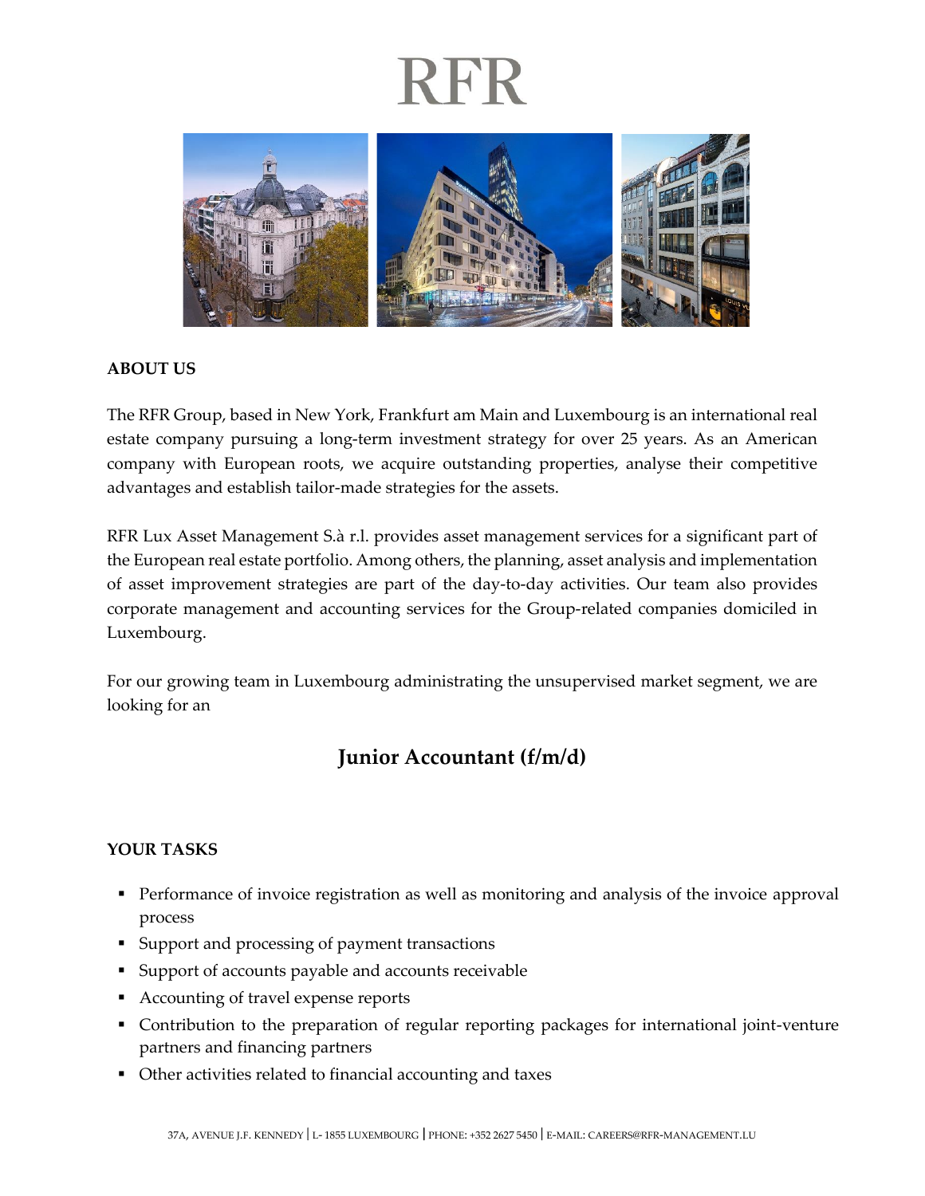# RFR

## ABOUT US

The RFR Group, based in New York, Frankfurt am Main and Luxembourg is an international real estate company pursuing a long-term investment strategy for over 25 years. As an American company with European roots, we acquire outstanding properties, analyse their competitive advantages and establish tailor-made strategies for the assets.

RFR Lux Asset Management S.à r.l. provides asset management services for a significant part of the European real estate portfolio. Among others, the planning, asset analysis and implementation of asset improvement strategies are part of the day-to-day activities. Our team also provides corporate management and accounting services for the Group-related companies domiciled in Luxembourg.

For our growing team in Luxembourg administrating the unsupervised market segment, we are looking for an

## Junior Accountant (f/m/d)

## YOUR TASKS

- Performance of invoice registration as well as monitoring and analysis of the invoice approval process
- Support and processing of payment transactions
- Support of accounts payable and accounts receivable
- Accounting of travel expense reports
- Contribution to the preparation of regular reporting packages for international joint-venture partners and financing partners
- Other activities related to financial accounting and taxes

37A, AVENUE J.F. KENNEDY | L- 1855 LUXEMBOURG | PHONE: +352 2627 5450 | E-MAIL: CAREERS@RFR-MANAGEMENT.LU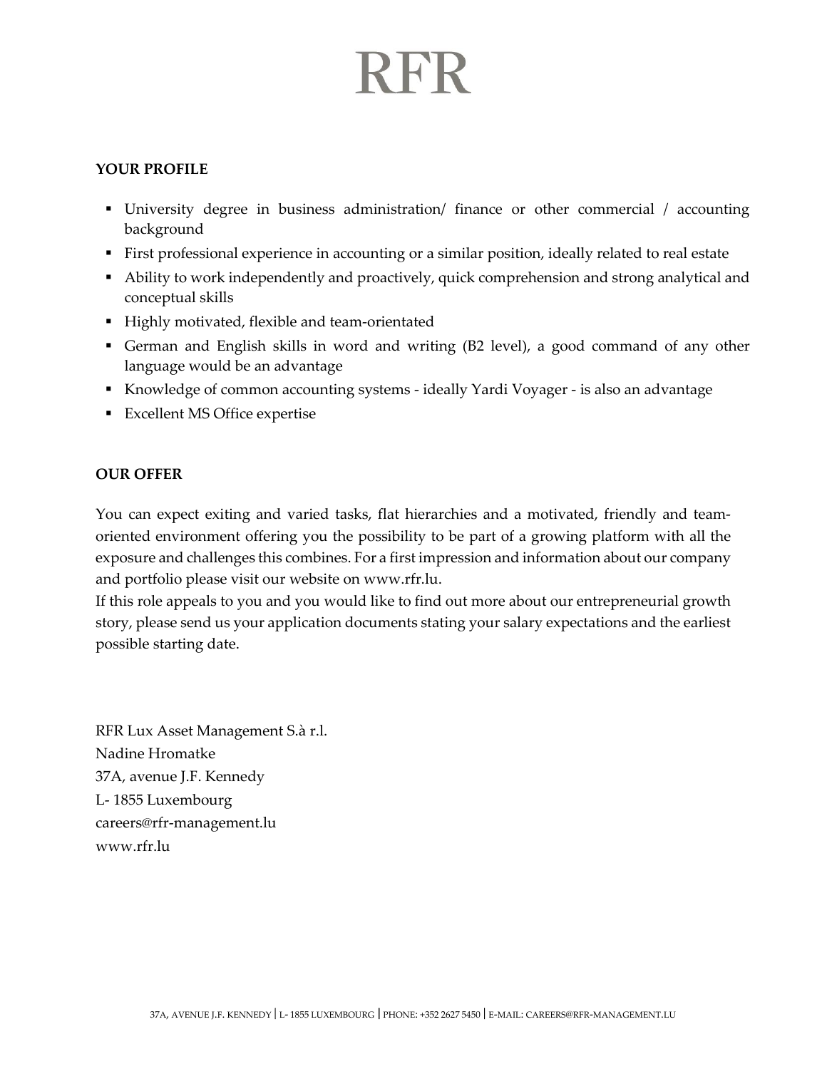# RFR

**YOUR PROFILE**

- University degree in business administration/ finance or other commercial / accounting background
- First professional experience in accounting or a similar position, ideally related to real estate
- Ability to work independently and proactively, quick comprehension and strong analytical and conceptual skills
- Highly motivated, flexible and team-orientated
- German and English skills in word and writing (B2 level), a good command of any other language would be an advantage
- Knowledge of common accounting systems - ideally Yardi Voyager - is also an advantage
- Excellent MS Office expertise

**OUR OFFER**

You can expect exiting and varied tasks, flat hierarchies and a motivated, friendly and team-oriented environment offering you the possibility to be part of a growing platform with all the exposure and challenges this combines. For a first impression and information about our company and portfolio please visit our website on www.rfr.lu.
If this role appeals to you and you would like to find out more about our entrepreneurial growth story, please send us your application documents stating your salary expectations and the earliest possible starting date.

RFR Lux Asset Management S.à r.l.
Nadine Hromatke
37A, avenue J.F. Kennedy
L- 1855 Luxembourg
careers@rfr-management.lu
www.rfr.lu

37A, AVENUE J.F. KENNEDY | L- 1855 LUXEMBOURG | PHONE: +352 2627 5450 | E-MAIL: CAREERS@RFR-MANAGEMENT.LU